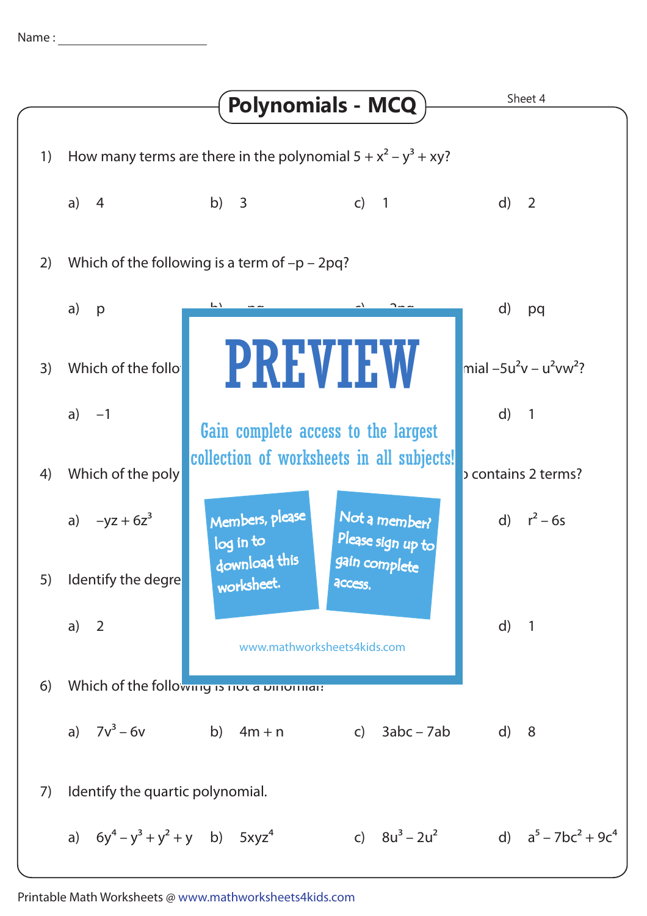Name : ______________________

# Polynomials - MCQ

Sheet 4

1) How many terms are there in the polynomial $5 + x^2 - y^3 + xy$?

a) 4 b) 3 c) 1 d) 2

2) Which of the following is a term of $-p - 2pq$?

a) p b) pq c) 2pq d) pq

3) Which of the follo mial $-5u^2v - u^2vw^2$?

a) $-1$ d) 1

4) Which of the poly contains 2 terms?

a) $-yz + 6z^3$ d) $r^2 - 6s$

5) Identify the degre

a) 2 d) 1

PREVIEW

Gain complete access to the largest collection of worksheets in all subjects!

Members, please log in to download this worksheet.

Not a member? Please sign up to gain complete access.

www.mathworksheets4kids.com

6) Which of the following is not a binomial?

a) $7v^3 - 6v$ b) $4m + n$ c) $3abc - 7ab$ d) 8

7) Identify the quartic polynomial.

a) $6y^4 - y^3 + y^2 + y$ b) $5xyz^4$ c) $8u^3 - 2u^2$ d) $a^5 - 7bc^2 + 9c^4$

Printable Math Worksheets @ www.mathworksheets4kids.com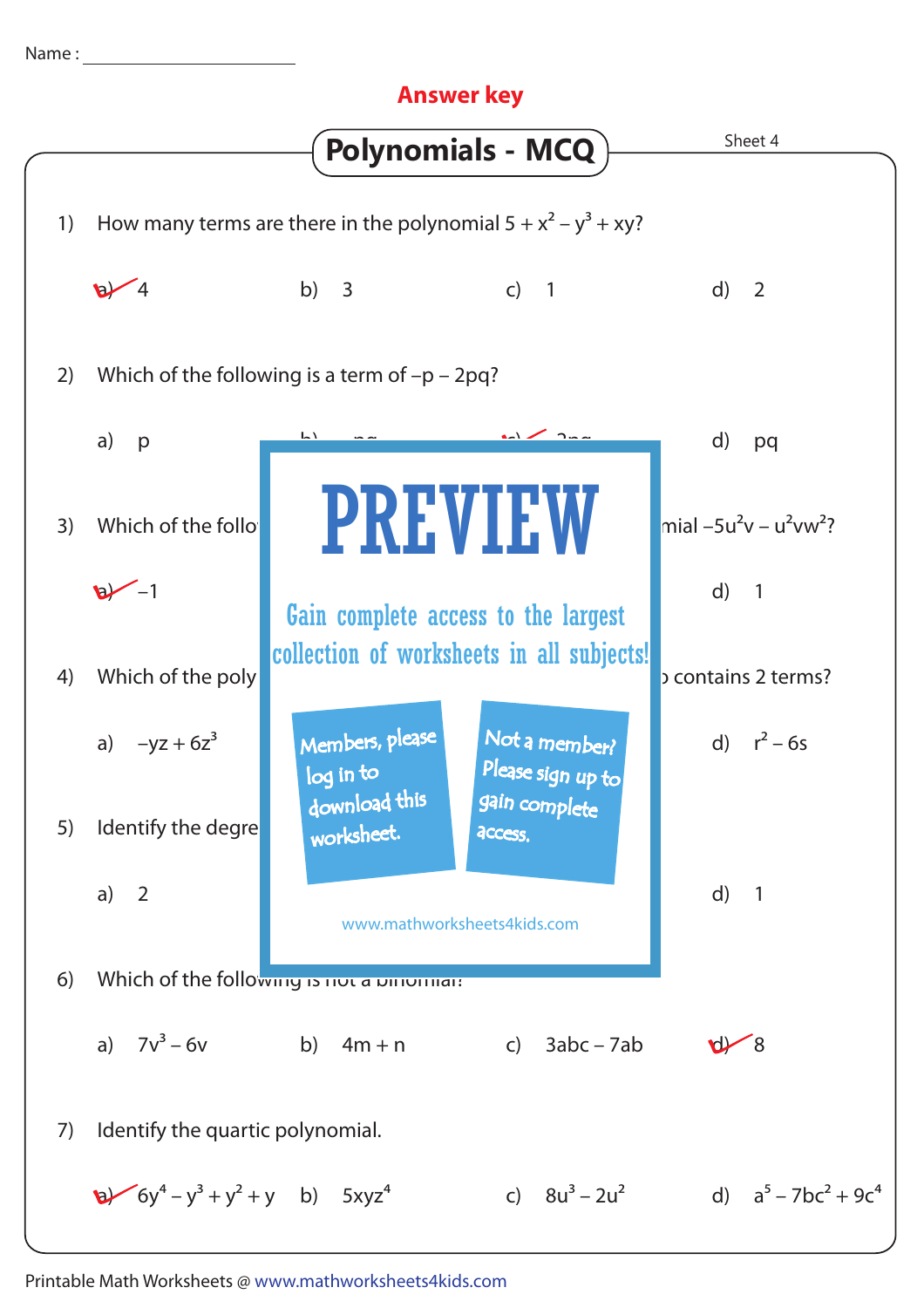Name : ____________________

**Answer key**

# Polynomials - MCQ

Sheet 4

1) How many terms are there in the polynomial $5 + x^2 - y^3 + xy$?

a) 4 ✓ b) 3 c) 1 d) 2

2) Which of the following is a term of $-p - 2pq$?

a) p b) pq c) $-2pq$ ✓ d) pq

3) Which of the follo mial $-5u^2v - u^2vw^2$?

a) $-1$ ✓ d) 1

4) Which of the poly contains 2 terms?

a) $-yz + 6z^3$ d) $r^2 - 6s$

5) Identify the degre

a) 2 d) 1

PREVIEW

Gain complete access to the largest collection of worksheets in all subjects!

Members, please log in to download this worksheet.

Not a member? Please sign up to gain complete access.

www.mathworksheets4kids.com

6) Which of the following is not a binomial?

a) $7v^3 - 6v$ b) $4m + n$ c) $3abc - 7ab$ d) 8 ✓

7) Identify the quartic polynomial.

a) $6y^4 - y^3 + y^2 + y$ ✓ b) $5xyz^4$ c) $8u^3 - 2u^2$ d) $a^5 - 7bc^2 + 9c^4$

Printable Math Worksheets @ www.mathworksheets4kids.com